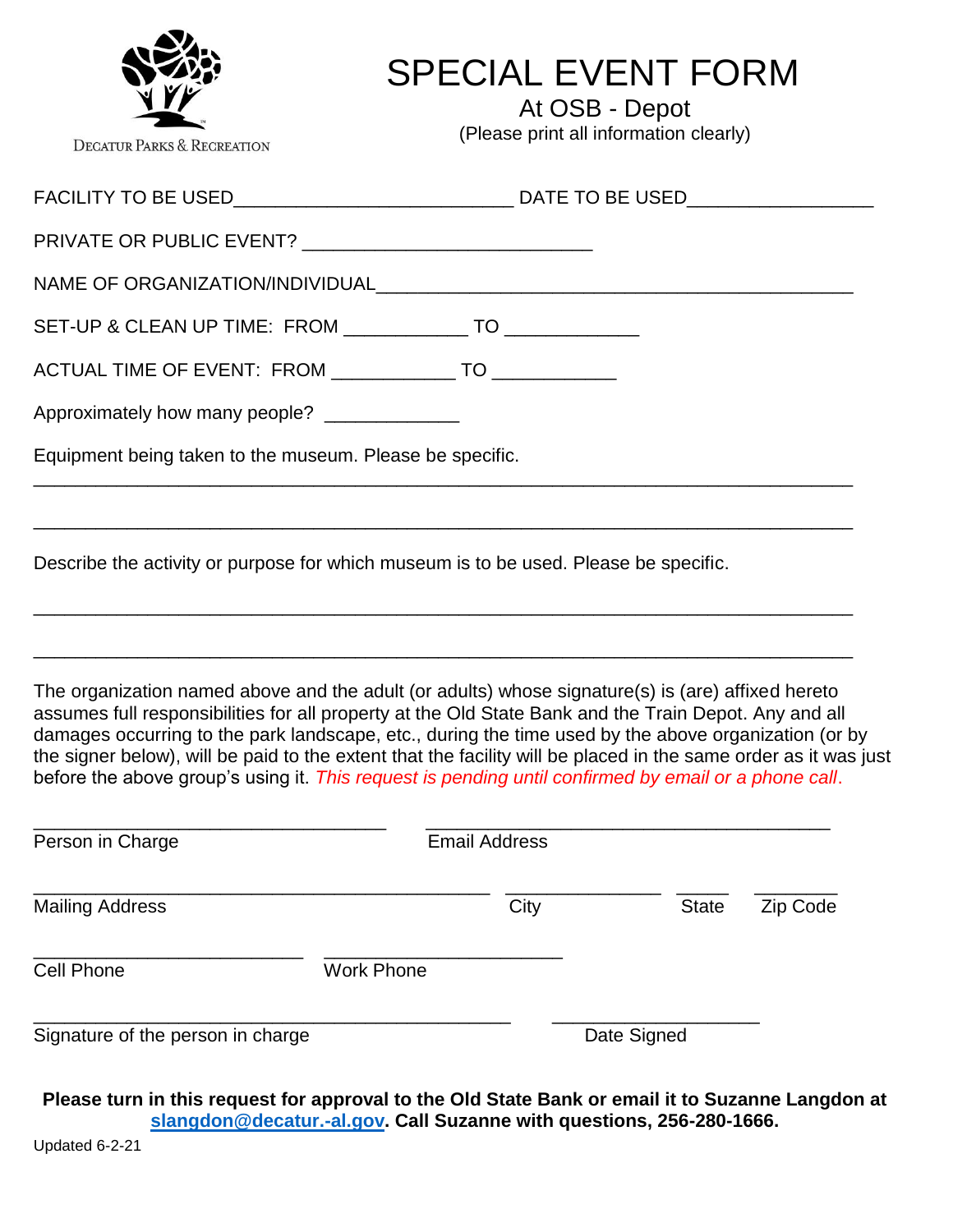DECATUR PARKS & RECREATION

# SPECIAL EVENT FORM

## At OSB - Depot

(Please print all information clearly)

FACILITY TO BE USED__________________________ DATE TO BE USED_________________

PRIVATE OR PUBLIC EVENT? __________________________

NAME OF ORGANIZATION/INDIVIDUAL____________________________________________

SET-UP & CLEAN UP TIME: FROM ___________ TO ____________

ACTUAL TIME OF EVENT: FROM ___________ TO ___________

Approximately how many people? ____________

Equipment being taken to the museum. Please be specific.

_____________________________________________________________________________

_____________________________________________________________________________

Describe the activity or purpose for which museum is to be used. Please be specific.

_____________________________________________________________________________

_____________________________________________________________________________

The organization named above and the adult (or adults) whose signature(s) is (are) affixed hereto assumes full responsibilities for all property at the Old State Bank and the Train Depot. Any and all damages occurring to the park landscape, etc., during the time used by the above organization (or by the signer below), will be paid to the extent that the facility will be placed in the same order as it was just before the above group's using it. *This request is pending until confirmed by email or a phone call*.

_________________________________ _____________________________________

Person in Charge Email Address

__________________________________________ ______________ _____ _______

Mailing Address City State Zip Code

_________________________ ______________________

Cell Phone Work Phone

____________________________________________ ___________________

Signature of the person in charge Date Signed

**Please turn in this request for approval to the Old State Bank or email it to Suzanne Langdon at slangdon@decatur.-al.gov. Call Suzanne with questions, 256-280-1666.**

Updated 6-2-21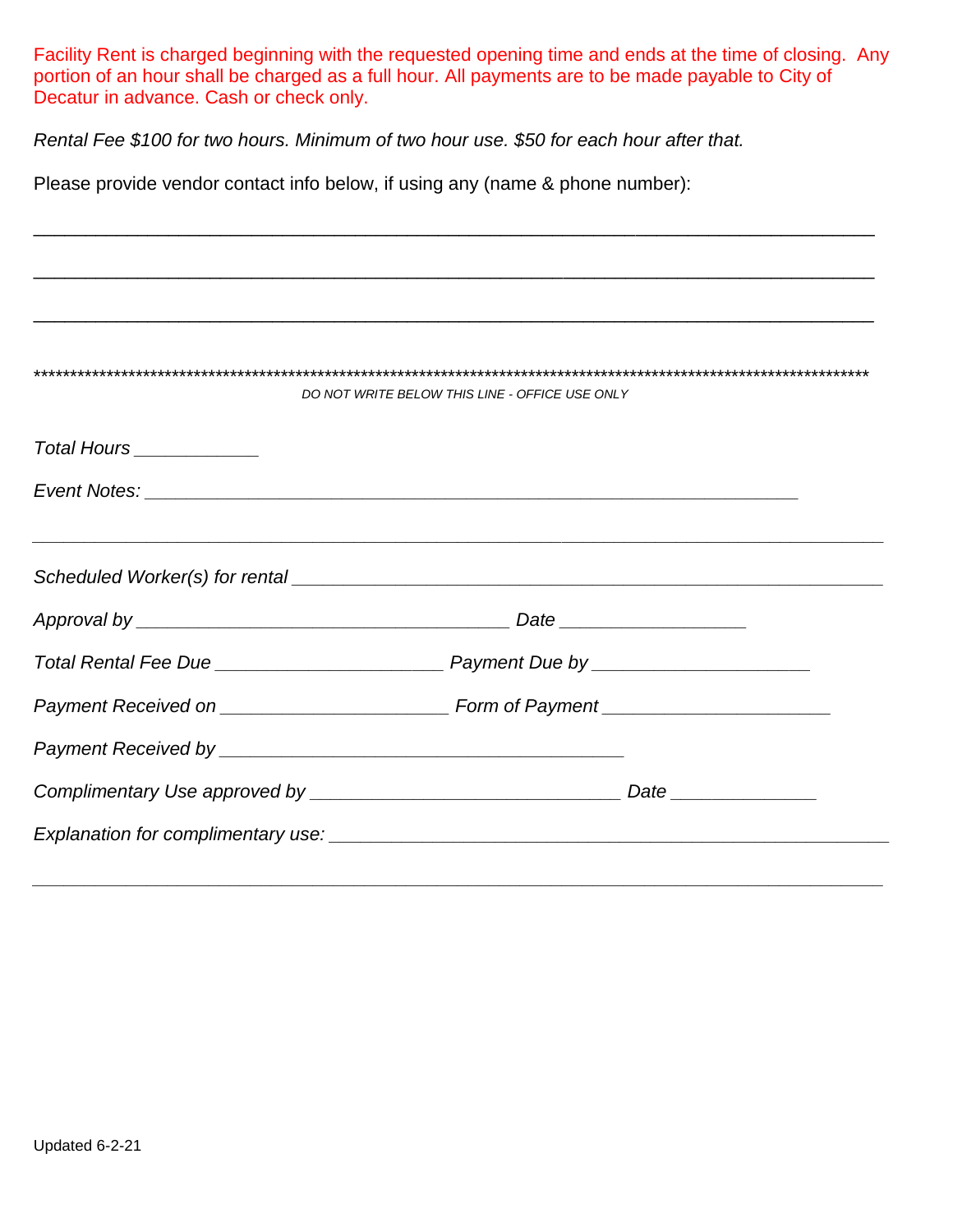Facility Rent is charged beginning with the requested opening time and ends at the time of closing. Any portion of an hour shall be charged as a full hour. All payments are to be made payable to City of Decatur in advance. Cash or check only.

*Rental Fee $100 for two hours. Minimum of two hour use. $50 for each hour after that.*

Please provide vendor contact info below, if using any (name & phone number):

_______________________________________________________________________________

_______________________________________________________________________________

_______________________________________________________________________________

*****************************************************************************************************************

*DO NOT WRITE BELOW THIS LINE - OFFICE USE ONLY*

*Total Hours* ____________

*Event Notes:* _____________________________________________________________

_______________________________________________________________________________

*Scheduled Worker(s) for rental* ________________________________________________

*Approval by* ___________________________________ *Date* __________________

*Total Rental Fee Due* ______________________ *Payment Due by* _____________________

*Payment Received on* ______________________ *Form of Payment* ______________________

*Payment Received by* ________________________________________

*Complimentary Use approved by* ______________________________ *Date* ______________

*Explanation for complimentary use:* _____________________________________________

_______________________________________________________________________________

Updated 6-2-21